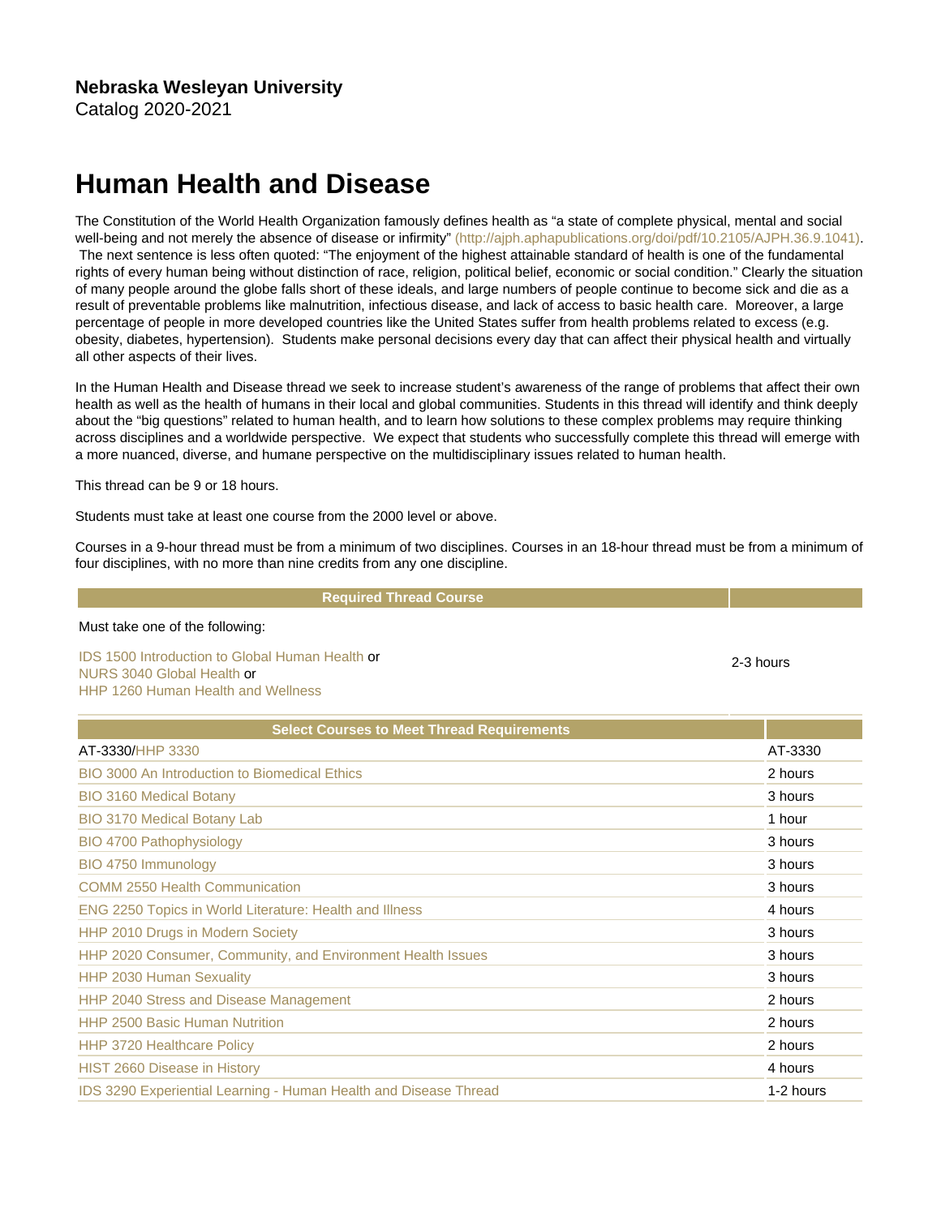**Nebraska Wesleyan University**
Catalog 2020-2021

# Human Health and Disease

The Constitution of the World Health Organization famously defines health as “a state of complete physical, mental and social well-being and not merely the absence of disease or infirmity” (http://ajph.aphapublications.org/doi/pdf/10.2105/AJPH.36.9.1041). The next sentence is less often quoted: “The enjoyment of the highest attainable standard of health is one of the fundamental rights of every human being without distinction of race, religion, political belief, economic or social condition.” Clearly the situation of many people around the globe falls short of these ideals, and large numbers of people continue to become sick and die as a result of preventable problems like malnutrition, infectious disease, and lack of access to basic health care. Moreover, a large percentage of people in more developed countries like the United States suffer from health problems related to excess (e.g. obesity, diabetes, hypertension). Students make personal decisions every day that can affect their physical health and virtually all other aspects of their lives.

In the Human Health and Disease thread we seek to increase student’s awareness of the range of problems that affect their own health as well as the health of humans in their local and global communities. Students in this thread will identify and think deeply about the “big questions” related to human health, and to learn how solutions to these complex problems may require thinking across disciplines and a worldwide perspective. We expect that students who successfully complete this thread will emerge with a more nuanced, diverse, and humane perspective on the multidisciplinary issues related to human health.

This thread can be 9 or 18 hours.

Students must take at least one course from the 2000 level or above.

Courses in a 9-hour thread must be from a minimum of two disciplines. Courses in an 18-hour thread must be from a minimum of four disciplines, with no more than nine credits from any one discipline.

| Required Thread Course | |
|---|---|
| Must take one of the following: | |
| IDS 1500 Introduction to Global Human Health or<br>NURS 3040 Global Health or<br>HHP 1260 Human Health and Wellness | 2-3 hours |

| Select Courses to Meet Thread Requirements | |
|---|---|
| AT-3330/HHP 3330 | AT-3330 |
| BIO 3000 An Introduction to Biomedical Ethics | 2 hours |
| BIO 3160 Medical Botany | 3 hours |
| BIO 3170 Medical Botany Lab | 1 hour |
| BIO 4700 Pathophysiology | 3 hours |
| BIO 4750 Immunology | 3 hours |
| COMM 2550 Health Communication | 3 hours |
| ENG 2250 Topics in World Literature: Health and Illness | 4 hours |
| HHP 2010 Drugs in Modern Society | 3 hours |
| HHP 2020 Consumer, Community, and Environment Health Issues | 3 hours |
| HHP 2030 Human Sexuality | 3 hours |
| HHP 2040 Stress and Disease Management | 2 hours |
| HHP 2500 Basic Human Nutrition | 2 hours |
| HHP 3720 Healthcare Policy | 2 hours |
| HIST 2660 Disease in History | 4 hours |
| IDS 3290 Experiential Learning - Human Health and Disease Thread | 1-2 hours |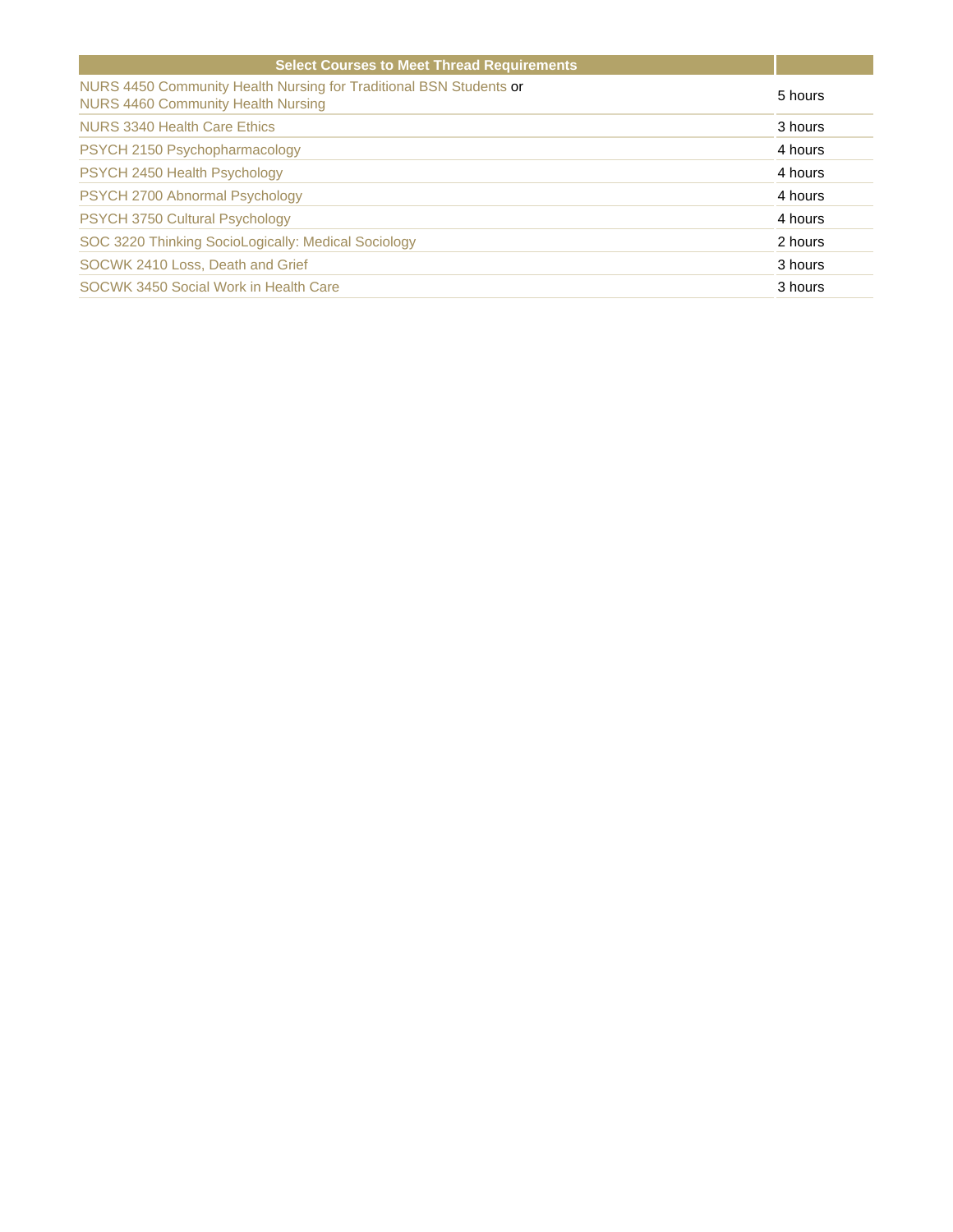| Select Courses to Meet Thread Requirements | |
| --- | --- |
| NURS 4450 Community Health Nursing for Traditional BSN Students or NURS 4460 Community Health Nursing | 5 hours |
| NURS 3340 Health Care Ethics | 3 hours |
| PSYCH 2150 Psychopharmacology | 4 hours |
| PSYCH 2450 Health Psychology | 4 hours |
| PSYCH 2700 Abnormal Psychology | 4 hours |
| PSYCH 3750 Cultural Psychology | 4 hours |
| SOC 3220 Thinking SocioLogically: Medical Sociology | 2 hours |
| SOCWK 2410 Loss, Death and Grief | 3 hours |
| SOCWK 3450 Social Work in Health Care | 3 hours |